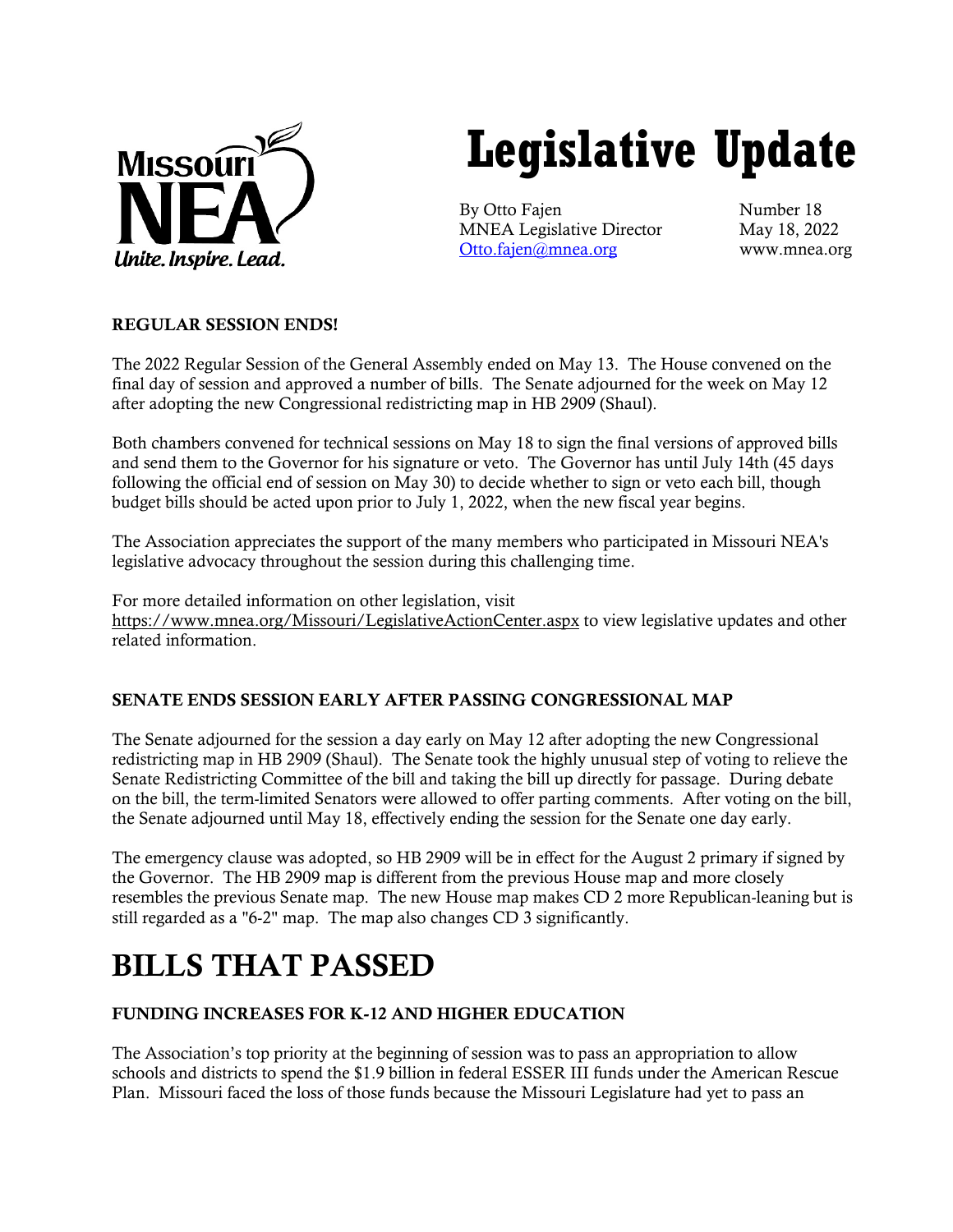# Legislative Update

By Otto Fajen
MNEA Legislative Director
Otto.fajen@mnea.org

Number 18
May 18, 2022
www.mnea.org

**REGULAR SESSION ENDS!**

The 2022 Regular Session of the General Assembly ended on May 13. The House convened on the final day of session and approved a number of bills. The Senate adjourned for the week on May 12 after adopting the new Congressional redistricting map in HB 2909 (Shaul).

Both chambers convened for technical sessions on May 18 to sign the final versions of approved bills and send them to the Governor for his signature or veto. The Governor has until July 14th (45 days following the official end of session on May 30) to decide whether to sign or veto each bill, though budget bills should be acted upon prior to July 1, 2022, when the new fiscal year begins.

The Association appreciates the support of the many members who participated in Missouri NEA's legislative advocacy throughout the session during this challenging time.

For more detailed information on other legislation, visit https://www.mnea.org/Missouri/LegislativeActionCenter.aspx to view legislative updates and other related information.

**SENATE ENDS SESSION EARLY AFTER PASSING CONGRESSIONAL MAP**

The Senate adjourned for the session a day early on May 12 after adopting the new Congressional redistricting map in HB 2909 (Shaul). The Senate took the highly unusual step of voting to relieve the Senate Redistricting Committee of the bill and taking the bill up directly for passage. During debate on the bill, the term-limited Senators were allowed to offer parting comments. After voting on the bill, the Senate adjourned until May 18, effectively ending the session for the Senate one day early.

The emergency clause was adopted, so HB 2909 will be in effect for the August 2 primary if signed by the Governor. The HB 2909 map is different from the previous House map and more closely resembles the previous Senate map. The new House map makes CD 2 more Republican-leaning but is still regarded as a "6-2" map. The map also changes CD 3 significantly.

# BILLS THAT PASSED

**FUNDING INCREASES FOR K-12 AND HIGHER EDUCATION**

The Association's top priority at the beginning of session was to pass an appropriation to allow schools and districts to spend the $1.9 billion in federal ESSER III funds under the American Rescue Plan. Missouri faced the loss of those funds because the Missouri Legislature had yet to pass an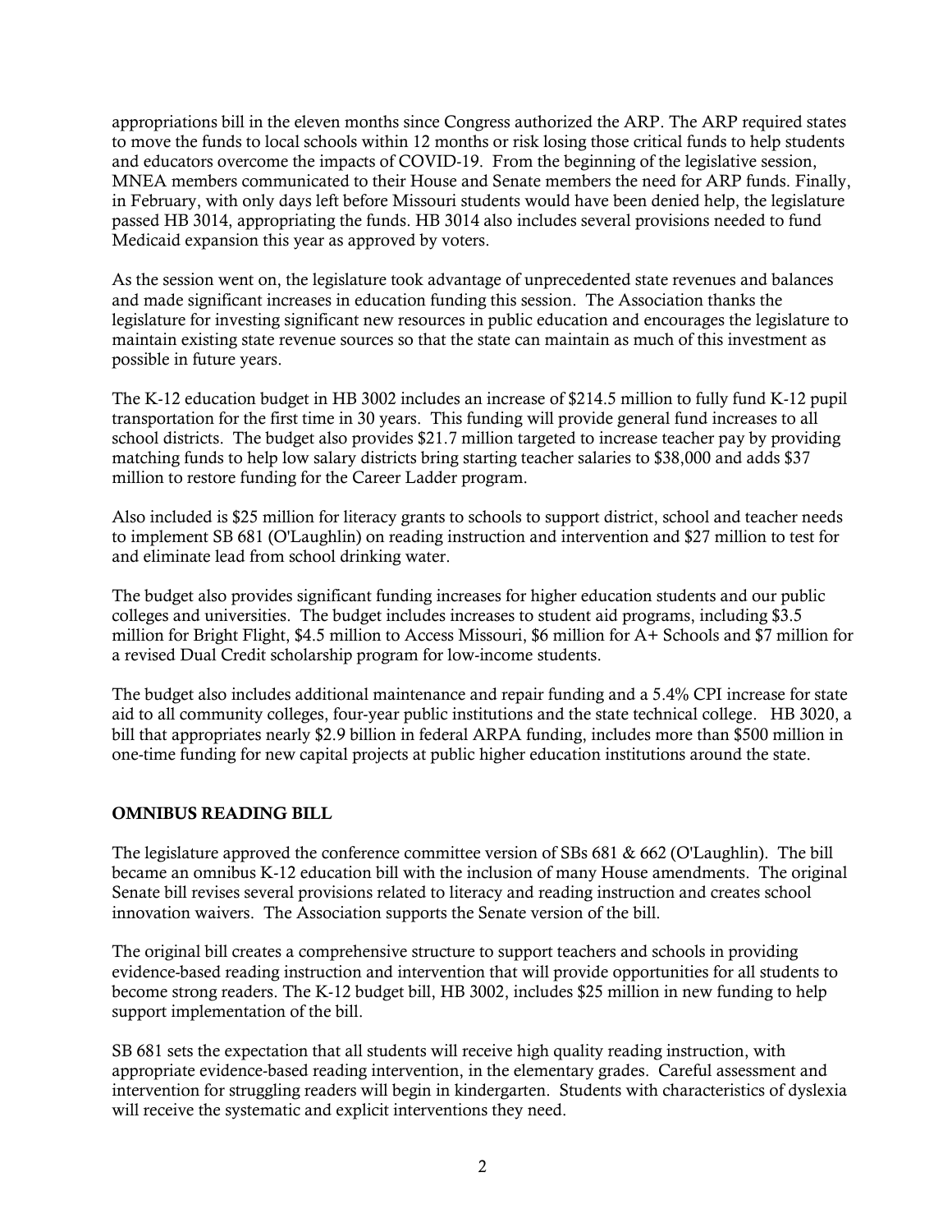appropriations bill in the eleven months since Congress authorized the ARP. The ARP required states to move the funds to local schools within 12 months or risk losing those critical funds to help students and educators overcome the impacts of COVID-19. From the beginning of the legislative session, MNEA members communicated to their House and Senate members the need for ARP funds. Finally, in February, with only days left before Missouri students would have been denied help, the legislature passed HB 3014, appropriating the funds. HB 3014 also includes several provisions needed to fund Medicaid expansion this year as approved by voters.

As the session went on, the legislature took advantage of unprecedented state revenues and balances and made significant increases in education funding this session. The Association thanks the legislature for investing significant new resources in public education and encourages the legislature to maintain existing state revenue sources so that the state can maintain as much of this investment as possible in future years.

The K-12 education budget in HB 3002 includes an increase of $214.5 million to fully fund K-12 pupil transportation for the first time in 30 years. This funding will provide general fund increases to all school districts. The budget also provides $21.7 million targeted to increase teacher pay by providing matching funds to help low salary districts bring starting teacher salaries to $38,000 and adds $37 million to restore funding for the Career Ladder program.

Also included is $25 million for literacy grants to schools to support district, school and teacher needs to implement SB 681 (O'Laughlin) on reading instruction and intervention and $27 million to test for and eliminate lead from school drinking water.

The budget also provides significant funding increases for higher education students and our public colleges and universities. The budget includes increases to student aid programs, including $3.5 million for Bright Flight, $4.5 million to Access Missouri, $6 million for A+ Schools and $7 million for a revised Dual Credit scholarship program for low-income students.

The budget also includes additional maintenance and repair funding and a 5.4% CPI increase for state aid to all community colleges, four-year public institutions and the state technical college. HB 3020, a bill that appropriates nearly $2.9 billion in federal ARPA funding, includes more than $500 million in one-time funding for new capital projects at public higher education institutions around the state.

## OMNIBUS READING BILL

The legislature approved the conference committee version of SBs 681 & 662 (O'Laughlin). The bill became an omnibus K-12 education bill with the inclusion of many House amendments. The original Senate bill revises several provisions related to literacy and reading instruction and creates school innovation waivers. The Association supports the Senate version of the bill.

The original bill creates a comprehensive structure to support teachers and schools in providing evidence-based reading instruction and intervention that will provide opportunities for all students to become strong readers. The K-12 budget bill, HB 3002, includes $25 million in new funding to help support implementation of the bill.

SB 681 sets the expectation that all students will receive high quality reading instruction, with appropriate evidence-based reading intervention, in the elementary grades. Careful assessment and intervention for struggling readers will begin in kindergarten. Students with characteristics of dyslexia will receive the systematic and explicit interventions they need.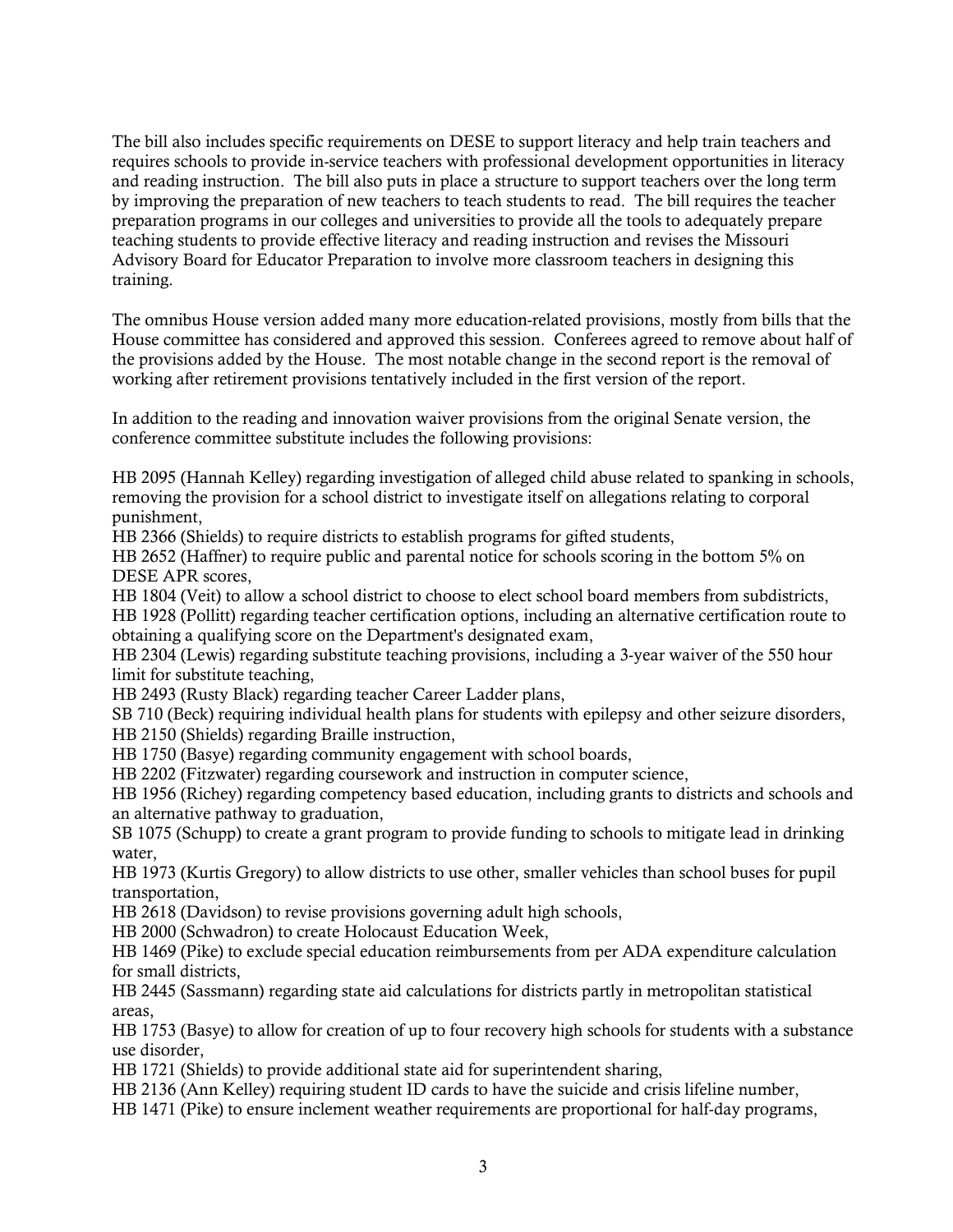The bill also includes specific requirements on DESE to support literacy and help train teachers and requires schools to provide in-service teachers with professional development opportunities in literacy and reading instruction. The bill also puts in place a structure to support teachers over the long term by improving the preparation of new teachers to teach students to read. The bill requires the teacher preparation programs in our colleges and universities to provide all the tools to adequately prepare teaching students to provide effective literacy and reading instruction and revises the Missouri Advisory Board for Educator Preparation to involve more classroom teachers in designing this training.

The omnibus House version added many more education-related provisions, mostly from bills that the House committee has considered and approved this session. Conferees agreed to remove about half of the provisions added by the House. The most notable change in the second report is the removal of working after retirement provisions tentatively included in the first version of the report.

In addition to the reading and innovation waiver provisions from the original Senate version, the conference committee substitute includes the following provisions:

HB 2095 (Hannah Kelley) regarding investigation of alleged child abuse related to spanking in schools, removing the provision for a school district to investigate itself on allegations relating to corporal punishment,
HB 2366 (Shields) to require districts to establish programs for gifted students,
HB 2652 (Haffner) to require public and parental notice for schools scoring in the bottom 5% on DESE APR scores,
HB 1804 (Veit) to allow a school district to choose to elect school board members from subdistricts,
HB 1928 (Pollitt) regarding teacher certification options, including an alternative certification route to obtaining a qualifying score on the Department's designated exam,
HB 2304 (Lewis) regarding substitute teaching provisions, including a 3-year waiver of the 550 hour limit for substitute teaching,
HB 2493 (Rusty Black) regarding teacher Career Ladder plans,
SB 710 (Beck) requiring individual health plans for students with epilepsy and other seizure disorders,
HB 2150 (Shields) regarding Braille instruction,
HB 1750 (Basye) regarding community engagement with school boards,
HB 2202 (Fitzwater) regarding coursework and instruction in computer science,
HB 1956 (Richey) regarding competency based education, including grants to districts and schools and an alternative pathway to graduation,
SB 1075 (Schupp) to create a grant program to provide funding to schools to mitigate lead in drinking water,
HB 1973 (Kurtis Gregory) to allow districts to use other, smaller vehicles than school buses for pupil transportation,
HB 2618 (Davidson) to revise provisions governing adult high schools,
HB 2000 (Schwadron) to create Holocaust Education Week,
HB 1469 (Pike) to exclude special education reimbursements from per ADA expenditure calculation for small districts,
HB 2445 (Sassmann) regarding state aid calculations for districts partly in metropolitan statistical areas,
HB 1753 (Basye) to allow for creation of up to four recovery high schools for students with a substance use disorder,
HB 1721 (Shields) to provide additional state aid for superintendent sharing,
HB 2136 (Ann Kelley) requiring student ID cards to have the suicide and crisis lifeline number,
HB 1471 (Pike) to ensure inclement weather requirements are proportional for half-day programs,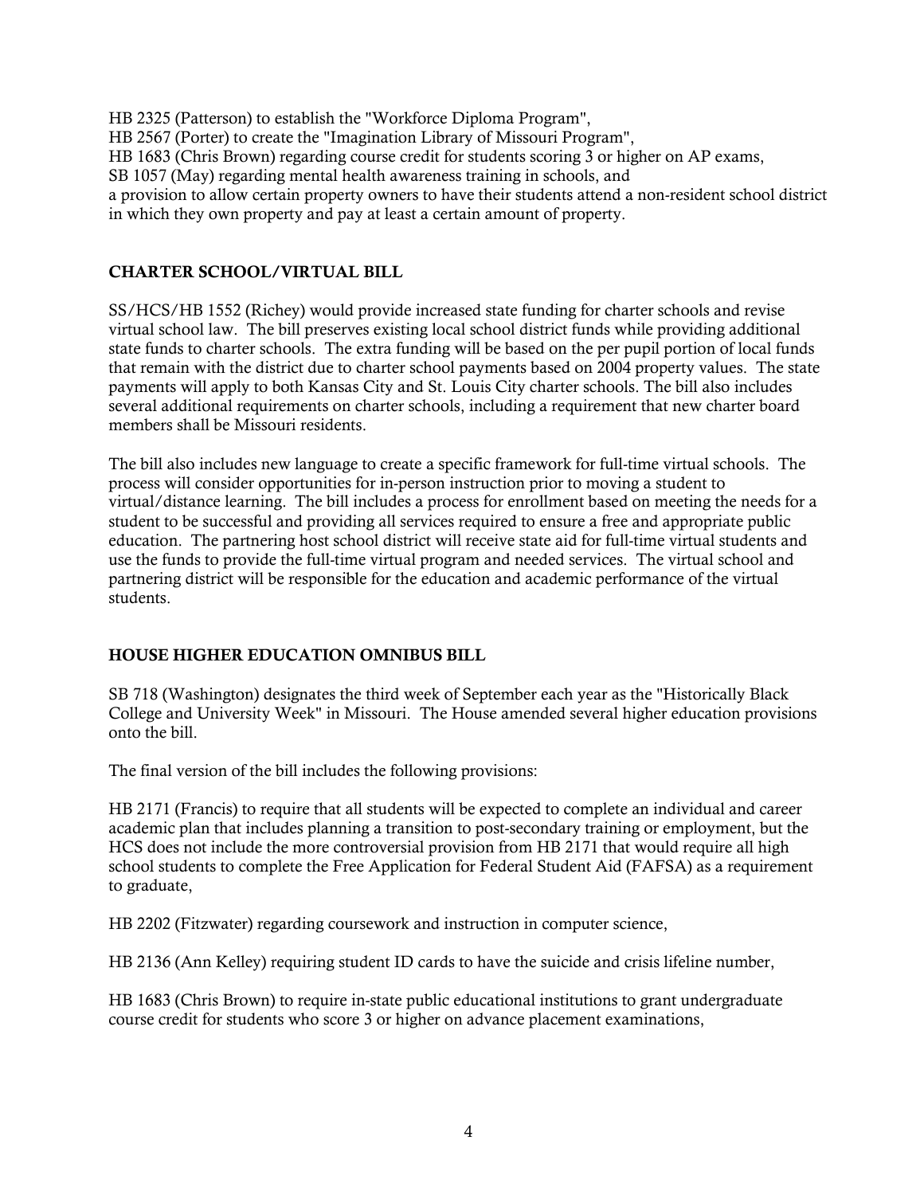HB 2325 (Patterson) to establish the "Workforce Diploma Program",
HB 2567 (Porter) to create the "Imagination Library of Missouri Program",
HB 1683 (Chris Brown) regarding course credit for students scoring 3 or higher on AP exams,
SB 1057 (May) regarding mental health awareness training in schools, and
a provision to allow certain property owners to have their students attend a non-resident school district in which they own property and pay at least a certain amount of property.

### CHARTER SCHOOL/VIRTUAL BILL

SS/HCS/HB 1552 (Richey) would provide increased state funding for charter schools and revise virtual school law. The bill preserves existing local school district funds while providing additional state funds to charter schools. The extra funding will be based on the per pupil portion of local funds that remain with the district due to charter school payments based on 2004 property values. The state payments will apply to both Kansas City and St. Louis City charter schools. The bill also includes several additional requirements on charter schools, including a requirement that new charter board members shall be Missouri residents.

The bill also includes new language to create a specific framework for full-time virtual schools. The process will consider opportunities for in-person instruction prior to moving a student to virtual/distance learning. The bill includes a process for enrollment based on meeting the needs for a student to be successful and providing all services required to ensure a free and appropriate public education. The partnering host school district will receive state aid for full-time virtual students and use the funds to provide the full-time virtual program and needed services. The virtual school and partnering district will be responsible for the education and academic performance of the virtual students.

### HOUSE HIGHER EDUCATION OMNIBUS BILL

SB 718 (Washington) designates the third week of September each year as the "Historically Black College and University Week" in Missouri. The House amended several higher education provisions onto the bill.

The final version of the bill includes the following provisions:

HB 2171 (Francis) to require that all students will be expected to complete an individual and career academic plan that includes planning a transition to post-secondary training or employment, but the HCS does not include the more controversial provision from HB 2171 that would require all high school students to complete the Free Application for Federal Student Aid (FAFSA) as a requirement to graduate,

HB 2202 (Fitzwater) regarding coursework and instruction in computer science,

HB 2136 (Ann Kelley) requiring student ID cards to have the suicide and crisis lifeline number,

HB 1683 (Chris Brown) to require in-state public educational institutions to grant undergraduate course credit for students who score 3 or higher on advance placement examinations,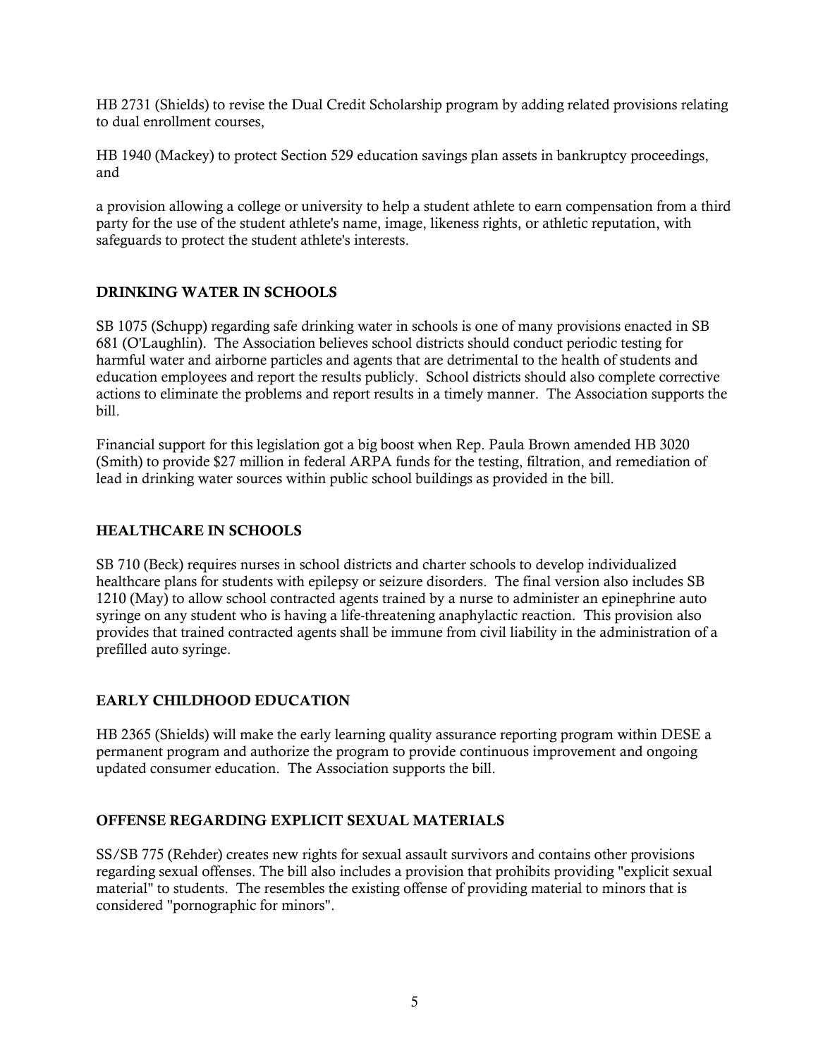HB 2731 (Shields) to revise the Dual Credit Scholarship program by adding related provisions relating to dual enrollment courses,

HB 1940 (Mackey) to protect Section 529 education savings plan assets in bankruptcy proceedings, and

a provision allowing a college or university to help a student athlete to earn compensation from a third party for the use of the student athlete's name, image, likeness rights, or athletic reputation, with safeguards to protect the student athlete's interests.

## DRINKING WATER IN SCHOOLS

SB 1075 (Schupp) regarding safe drinking water in schools is one of many provisions enacted in SB 681 (O'Laughlin). The Association believes school districts should conduct periodic testing for harmful water and airborne particles and agents that are detrimental to the health of students and education employees and report the results publicly. School districts should also complete corrective actions to eliminate the problems and report results in a timely manner. The Association supports the bill.

Financial support for this legislation got a big boost when Rep. Paula Brown amended HB 3020 (Smith) to provide $27 million in federal ARPA funds for the testing, filtration, and remediation of lead in drinking water sources within public school buildings as provided in the bill.

## HEALTHCARE IN SCHOOLS

SB 710 (Beck) requires nurses in school districts and charter schools to develop individualized healthcare plans for students with epilepsy or seizure disorders. The final version also includes SB 1210 (May) to allow school contracted agents trained by a nurse to administer an epinephrine auto syringe on any student who is having a life-threatening anaphylactic reaction. This provision also provides that trained contracted agents shall be immune from civil liability in the administration of a prefilled auto syringe.

## EARLY CHILDHOOD EDUCATION

HB 2365 (Shields) will make the early learning quality assurance reporting program within DESE a permanent program and authorize the program to provide continuous improvement and ongoing updated consumer education. The Association supports the bill.

## OFFENSE REGARDING EXPLICIT SEXUAL MATERIALS

SS/SB 775 (Rehder) creates new rights for sexual assault survivors and contains other provisions regarding sexual offenses. The bill also includes a provision that prohibits providing "explicit sexual material" to students. The resembles the existing offense of providing material to minors that is considered "pornographic for minors".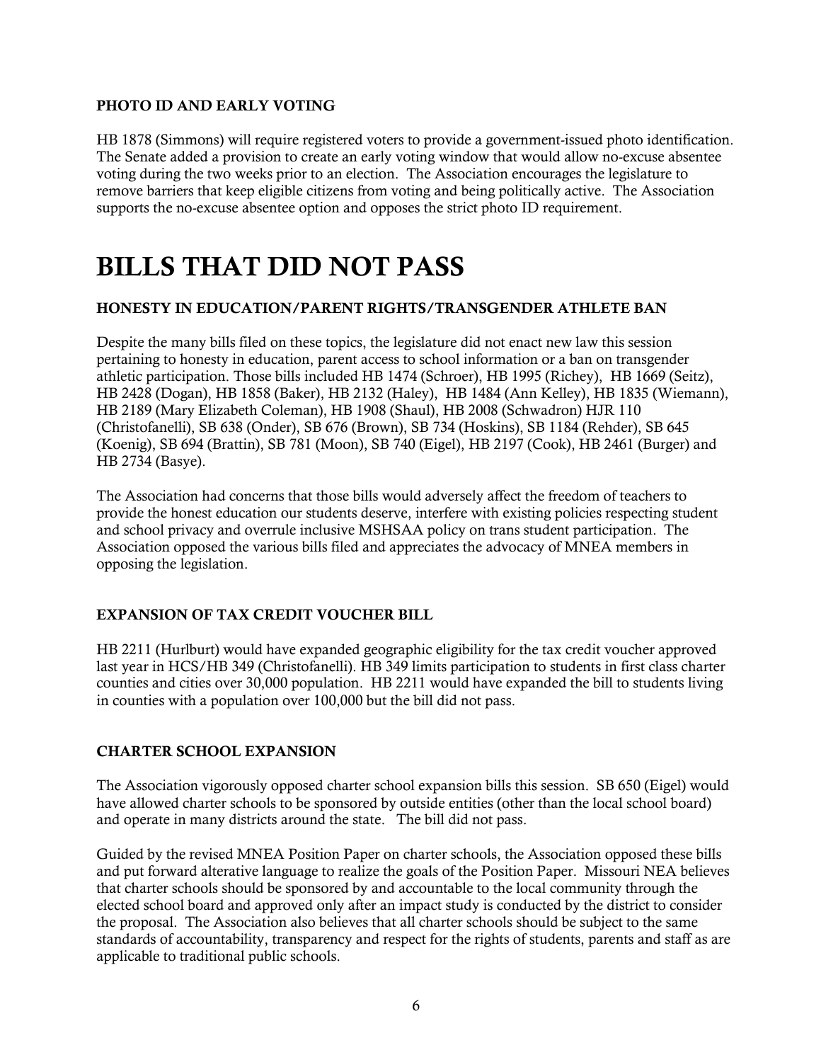### PHOTO ID AND EARLY VOTING

HB 1878 (Simmons) will require registered voters to provide a government-issued photo identification. The Senate added a provision to create an early voting window that would allow no-excuse absentee voting during the two weeks prior to an election. The Association encourages the legislature to remove barriers that keep eligible citizens from voting and being politically active. The Association supports the no-excuse absentee option and opposes the strict photo ID requirement.

# BILLS THAT DID NOT PASS

### HONESTY IN EDUCATION/PARENT RIGHTS/TRANSGENDER ATHLETE BAN

Despite the many bills filed on these topics, the legislature did not enact new law this session pertaining to honesty in education, parent access to school information or a ban on transgender athletic participation. Those bills included HB 1474 (Schroer), HB 1995 (Richey), HB 1669 (Seitz), HB 2428 (Dogan), HB 1858 (Baker), HB 2132 (Haley), HB 1484 (Ann Kelley), HB 1835 (Wiemann), HB 2189 (Mary Elizabeth Coleman), HB 1908 (Shaul), HB 2008 (Schwadron) HJR 110 (Christofanelli), SB 638 (Onder), SB 676 (Brown), SB 734 (Hoskins), SB 1184 (Rehder), SB 645 (Koenig), SB 694 (Brattin), SB 781 (Moon), SB 740 (Eigel), HB 2197 (Cook), HB 2461 (Burger) and HB 2734 (Basye).

The Association had concerns that those bills would adversely affect the freedom of teachers to provide the honest education our students deserve, interfere with existing policies respecting student and school privacy and overrule inclusive MSHSAA policy on trans student participation. The Association opposed the various bills filed and appreciates the advocacy of MNEA members in opposing the legislation.

### EXPANSION OF TAX CREDIT VOUCHER BILL

HB 2211 (Hurlburt) would have expanded geographic eligibility for the tax credit voucher approved last year in HCS/HB 349 (Christofanelli). HB 349 limits participation to students in first class charter counties and cities over 30,000 population. HB 2211 would have expanded the bill to students living in counties with a population over 100,000 but the bill did not pass.

### CHARTER SCHOOL EXPANSION

The Association vigorously opposed charter school expansion bills this session. SB 650 (Eigel) would have allowed charter schools to be sponsored by outside entities (other than the local school board) and operate in many districts around the state. The bill did not pass.

Guided by the revised MNEA Position Paper on charter schools, the Association opposed these bills and put forward alterative language to realize the goals of the Position Paper. Missouri NEA believes that charter schools should be sponsored by and accountable to the local community through the elected school board and approved only after an impact study is conducted by the district to consider the proposal. The Association also believes that all charter schools should be subject to the same standards of accountability, transparency and respect for the rights of students, parents and staff as are applicable to traditional public schools.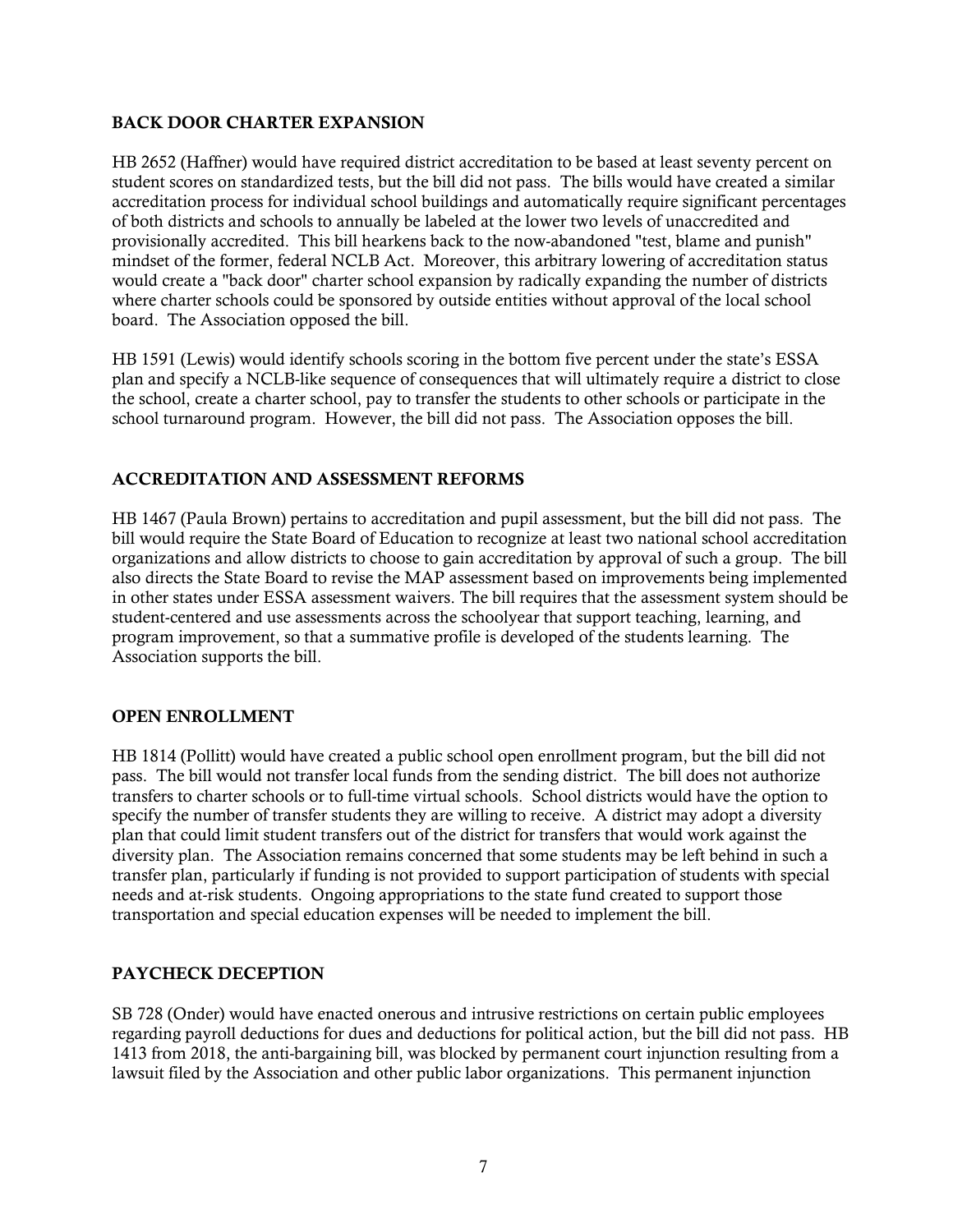## BACK DOOR CHARTER EXPANSION

HB 2652 (Haffner) would have required district accreditation to be based at least seventy percent on student scores on standardized tests, but the bill did not pass. The bills would have created a similar accreditation process for individual school buildings and automatically require significant percentages of both districts and schools to annually be labeled at the lower two levels of unaccredited and provisionally accredited. This bill hearkens back to the now-abandoned "test, blame and punish" mindset of the former, federal NCLB Act. Moreover, this arbitrary lowering of accreditation status would create a "back door" charter school expansion by radically expanding the number of districts where charter schools could be sponsored by outside entities without approval of the local school board. The Association opposed the bill.

HB 1591 (Lewis) would identify schools scoring in the bottom five percent under the state's ESSA plan and specify a NCLB-like sequence of consequences that will ultimately require a district to close the school, create a charter school, pay to transfer the students to other schools or participate in the school turnaround program. However, the bill did not pass. The Association opposes the bill.

## ACCREDITATION AND ASSESSMENT REFORMS

HB 1467 (Paula Brown) pertains to accreditation and pupil assessment, but the bill did not pass. The bill would require the State Board of Education to recognize at least two national school accreditation organizations and allow districts to choose to gain accreditation by approval of such a group. The bill also directs the State Board to revise the MAP assessment based on improvements being implemented in other states under ESSA assessment waivers. The bill requires that the assessment system should be student-centered and use assessments across the schoolyear that support teaching, learning, and program improvement, so that a summative profile is developed of the students learning. The Association supports the bill.

## OPEN ENROLLMENT

HB 1814 (Pollitt) would have created a public school open enrollment program, but the bill did not pass. The bill would not transfer local funds from the sending district. The bill does not authorize transfers to charter schools or to full-time virtual schools. School districts would have the option to specify the number of transfer students they are willing to receive. A district may adopt a diversity plan that could limit student transfers out of the district for transfers that would work against the diversity plan. The Association remains concerned that some students may be left behind in such a transfer plan, particularly if funding is not provided to support participation of students with special needs and at-risk students. Ongoing appropriations to the state fund created to support those transportation and special education expenses will be needed to implement the bill.

## PAYCHECK DECEPTION

SB 728 (Onder) would have enacted onerous and intrusive restrictions on certain public employees regarding payroll deductions for dues and deductions for political action, but the bill did not pass. HB 1413 from 2018, the anti-bargaining bill, was blocked by permanent court injunction resulting from a lawsuit filed by the Association and other public labor organizations. This permanent injunction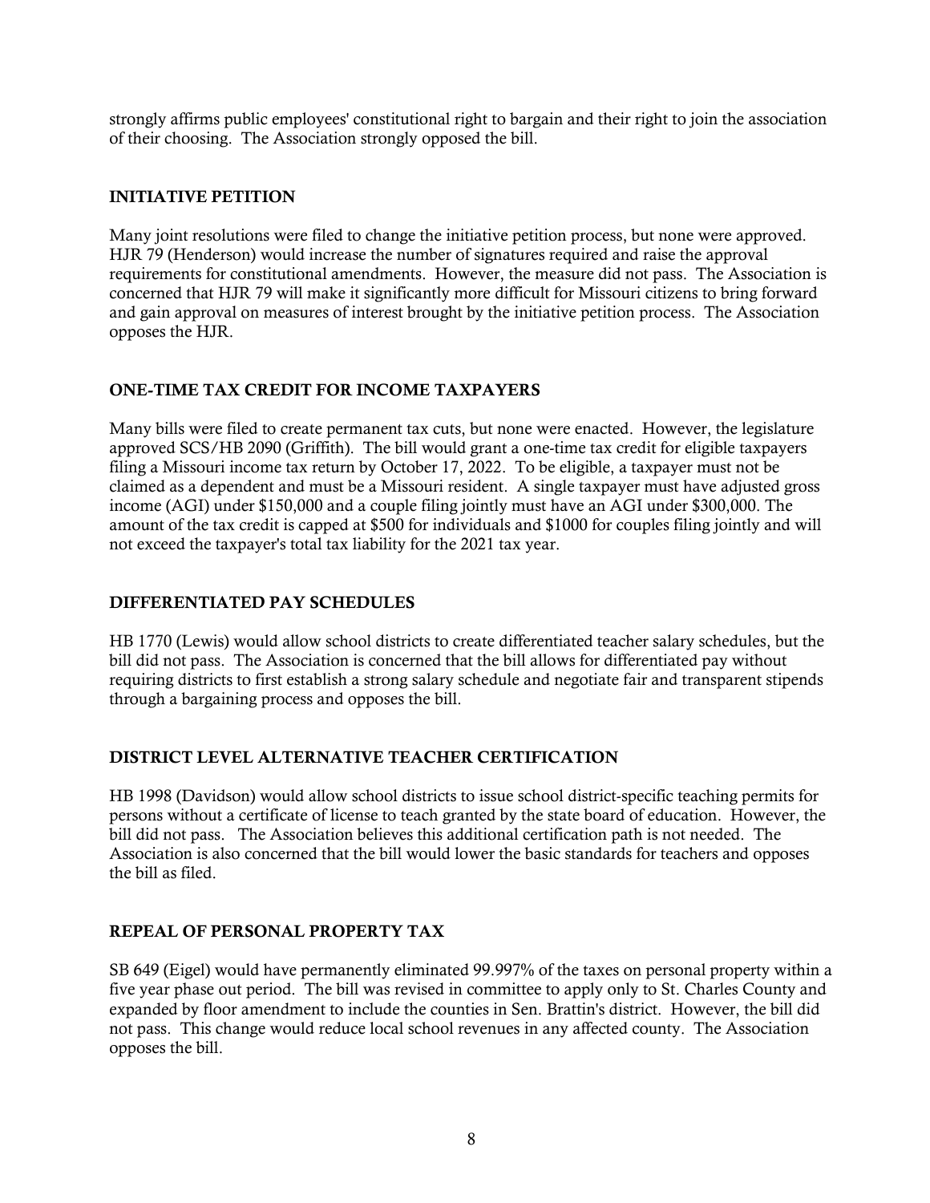strongly affirms public employees' constitutional right to bargain and their right to join the association of their choosing. The Association strongly opposed the bill.

## INITIATIVE PETITION

Many joint resolutions were filed to change the initiative petition process, but none were approved. HJR 79 (Henderson) would increase the number of signatures required and raise the approval requirements for constitutional amendments. However, the measure did not pass. The Association is concerned that HJR 79 will make it significantly more difficult for Missouri citizens to bring forward and gain approval on measures of interest brought by the initiative petition process. The Association opposes the HJR.

## ONE-TIME TAX CREDIT FOR INCOME TAXPAYERS

Many bills were filed to create permanent tax cuts, but none were enacted. However, the legislature approved SCS/HB 2090 (Griffith). The bill would grant a one-time tax credit for eligible taxpayers filing a Missouri income tax return by October 17, 2022. To be eligible, a taxpayer must not be claimed as a dependent and must be a Missouri resident. A single taxpayer must have adjusted gross income (AGI) under $150,000 and a couple filing jointly must have an AGI under $300,000. The amount of the tax credit is capped at $500 for individuals and $1000 for couples filing jointly and will not exceed the taxpayer's total tax liability for the 2021 tax year.

## DIFFERENTIATED PAY SCHEDULES

HB 1770 (Lewis) would allow school districts to create differentiated teacher salary schedules, but the bill did not pass. The Association is concerned that the bill allows for differentiated pay without requiring districts to first establish a strong salary schedule and negotiate fair and transparent stipends through a bargaining process and opposes the bill.

## DISTRICT LEVEL ALTERNATIVE TEACHER CERTIFICATION

HB 1998 (Davidson) would allow school districts to issue school district-specific teaching permits for persons without a certificate of license to teach granted by the state board of education. However, the bill did not pass. The Association believes this additional certification path is not needed. The Association is also concerned that the bill would lower the basic standards for teachers and opposes the bill as filed.

## REPEAL OF PERSONAL PROPERTY TAX

SB 649 (Eigel) would have permanently eliminated 99.997% of the taxes on personal property within a five year phase out period. The bill was revised in committee to apply only to St. Charles County and expanded by floor amendment to include the counties in Sen. Brattin's district. However, the bill did not pass. This change would reduce local school revenues in any affected county. The Association opposes the bill.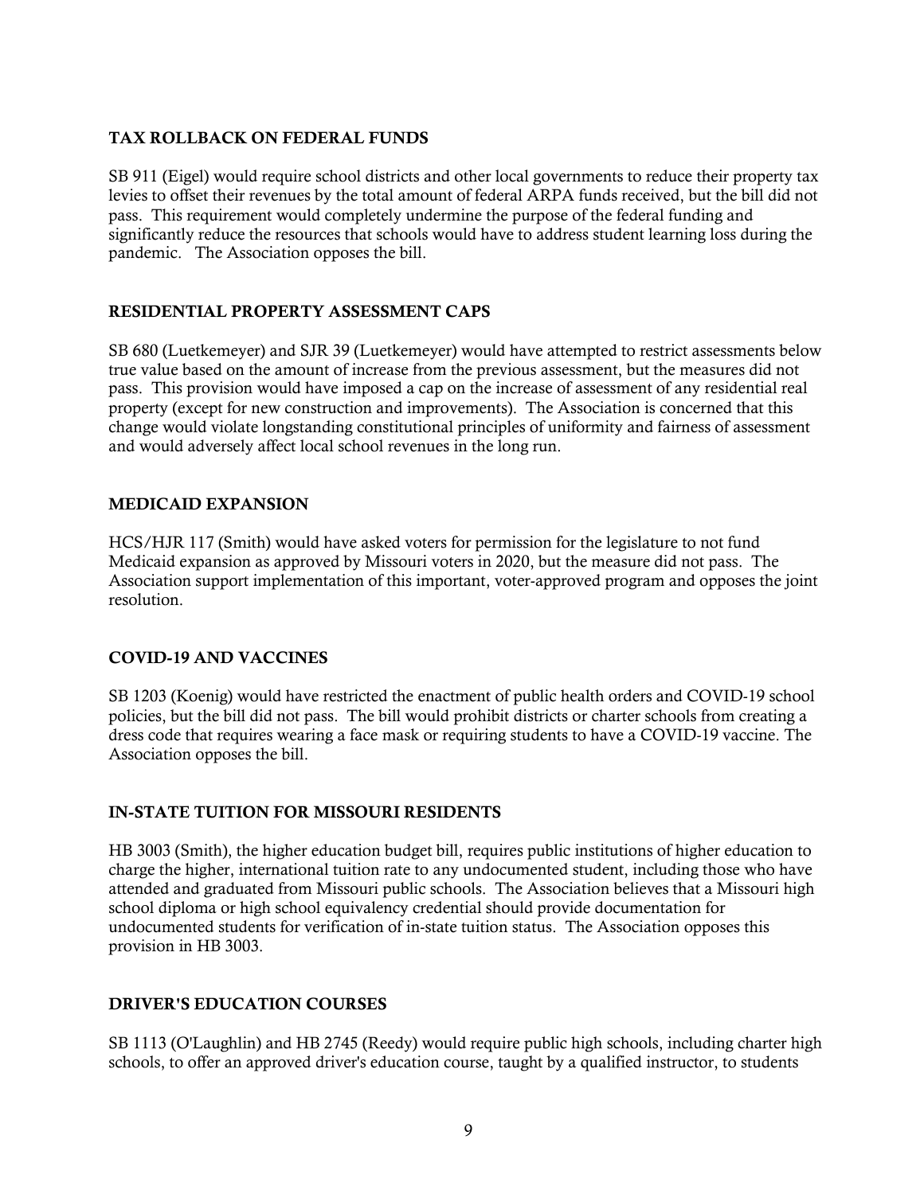## TAX ROLLBACK ON FEDERAL FUNDS

SB 911 (Eigel) would require school districts and other local governments to reduce their property tax levies to offset their revenues by the total amount of federal ARPA funds received, but the bill did not pass. This requirement would completely undermine the purpose of the federal funding and significantly reduce the resources that schools would have to address student learning loss during the pandemic. The Association opposes the bill.

## RESIDENTIAL PROPERTY ASSESSMENT CAPS

SB 680 (Luetkemeyer) and SJR 39 (Luetkemeyer) would have attempted to restrict assessments below true value based on the amount of increase from the previous assessment, but the measures did not pass. This provision would have imposed a cap on the increase of assessment of any residential real property (except for new construction and improvements). The Association is concerned that this change would violate longstanding constitutional principles of uniformity and fairness of assessment and would adversely affect local school revenues in the long run.

## MEDICAID EXPANSION

HCS/HJR 117 (Smith) would have asked voters for permission for the legislature to not fund Medicaid expansion as approved by Missouri voters in 2020, but the measure did not pass. The Association support implementation of this important, voter-approved program and opposes the joint resolution.

## COVID-19 AND VACCINES

SB 1203 (Koenig) would have restricted the enactment of public health orders and COVID-19 school policies, but the bill did not pass. The bill would prohibit districts or charter schools from creating a dress code that requires wearing a face mask or requiring students to have a COVID-19 vaccine. The Association opposes the bill.

## IN-STATE TUITION FOR MISSOURI RESIDENTS

HB 3003 (Smith), the higher education budget bill, requires public institutions of higher education to charge the higher, international tuition rate to any undocumented student, including those who have attended and graduated from Missouri public schools. The Association believes that a Missouri high school diploma or high school equivalency credential should provide documentation for undocumented students for verification of in-state tuition status. The Association opposes this provision in HB 3003.

## DRIVER'S EDUCATION COURSES

SB 1113 (O'Laughlin) and HB 2745 (Reedy) would require public high schools, including charter high schools, to offer an approved driver's education course, taught by a qualified instructor, to students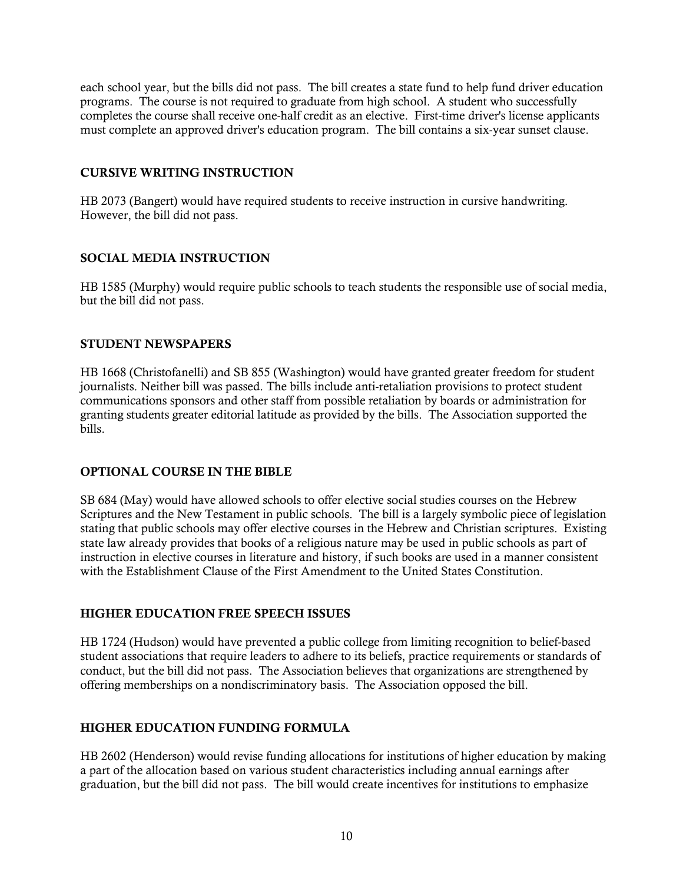each school year, but the bills did not pass. The bill creates a state fund to help fund driver education programs. The course is not required to graduate from high school. A student who successfully completes the course shall receive one-half credit as an elective. First-time driver's license applicants must complete an approved driver's education program. The bill contains a six-year sunset clause.

### CURSIVE WRITING INSTRUCTION

HB 2073 (Bangert) would have required students to receive instruction in cursive handwriting. However, the bill did not pass.

### SOCIAL MEDIA INSTRUCTION

HB 1585 (Murphy) would require public schools to teach students the responsible use of social media, but the bill did not pass.

### STUDENT NEWSPAPERS

HB 1668 (Christofanelli) and SB 855 (Washington) would have granted greater freedom for student journalists. Neither bill was passed. The bills include anti-retaliation provisions to protect student communications sponsors and other staff from possible retaliation by boards or administration for granting students greater editorial latitude as provided by the bills. The Association supported the bills.

### OPTIONAL COURSE IN THE BIBLE

SB 684 (May) would have allowed schools to offer elective social studies courses on the Hebrew Scriptures and the New Testament in public schools. The bill is a largely symbolic piece of legislation stating that public schools may offer elective courses in the Hebrew and Christian scriptures. Existing state law already provides that books of a religious nature may be used in public schools as part of instruction in elective courses in literature and history, if such books are used in a manner consistent with the Establishment Clause of the First Amendment to the United States Constitution.

### HIGHER EDUCATION FREE SPEECH ISSUES

HB 1724 (Hudson) would have prevented a public college from limiting recognition to belief-based student associations that require leaders to adhere to its beliefs, practice requirements or standards of conduct, but the bill did not pass. The Association believes that organizations are strengthened by offering memberships on a nondiscriminatory basis. The Association opposed the bill.

### HIGHER EDUCATION FUNDING FORMULA

HB 2602 (Henderson) would revise funding allocations for institutions of higher education by making a part of the allocation based on various student characteristics including annual earnings after graduation, but the bill did not pass. The bill would create incentives for institutions to emphasize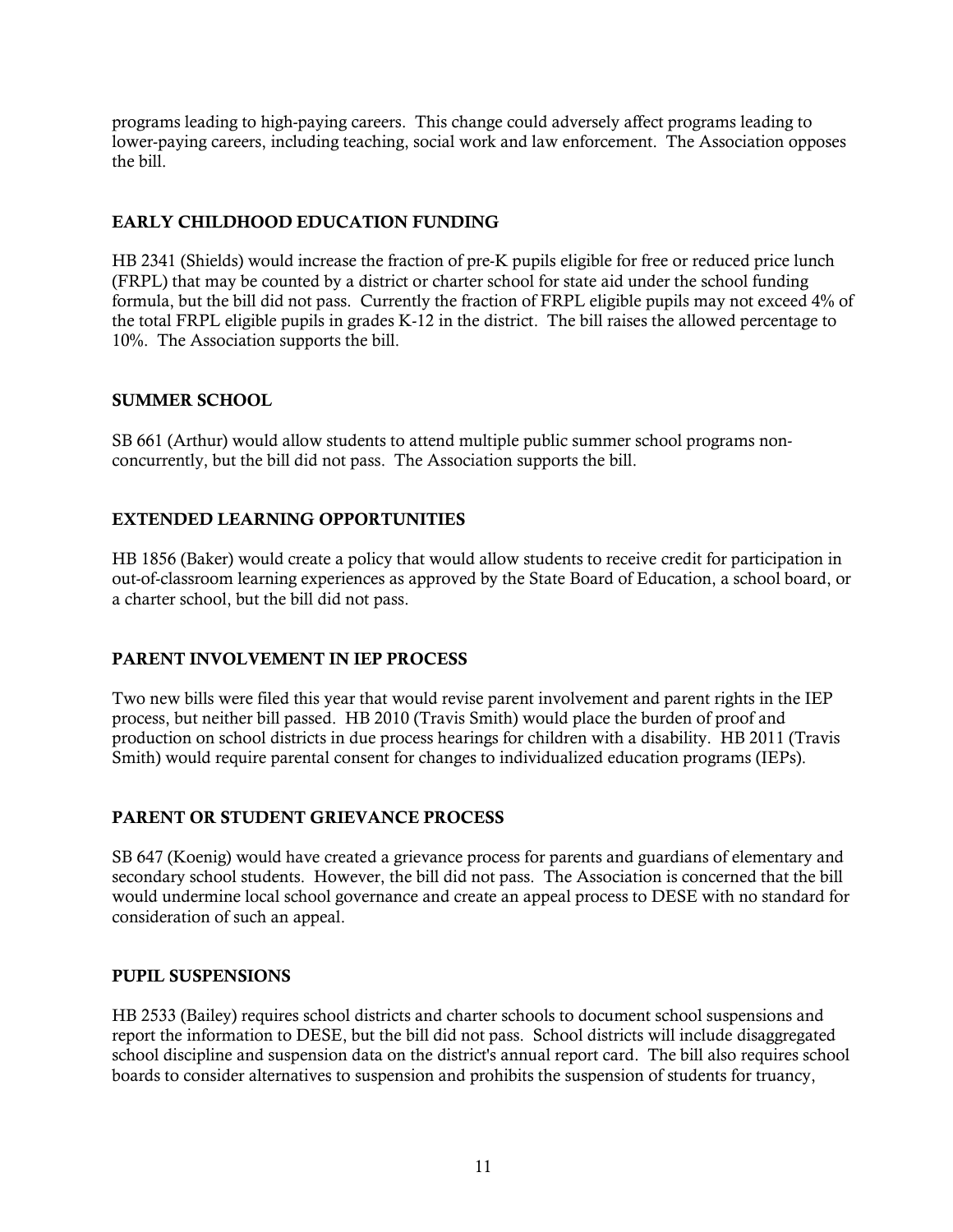programs leading to high-paying careers. This change could adversely affect programs leading to lower-paying careers, including teaching, social work and law enforcement. The Association opposes the bill.

### EARLY CHILDHOOD EDUCATION FUNDING

HB 2341 (Shields) would increase the fraction of pre-K pupils eligible for free or reduced price lunch (FRPL) that may be counted by a district or charter school for state aid under the school funding formula, but the bill did not pass. Currently the fraction of FRPL eligible pupils may not exceed 4% of the total FRPL eligible pupils in grades K-12 in the district. The bill raises the allowed percentage to 10%. The Association supports the bill.

### SUMMER SCHOOL

SB 661 (Arthur) would allow students to attend multiple public summer school programs non-concurrently, but the bill did not pass. The Association supports the bill.

### EXTENDED LEARNING OPPORTUNITIES

HB 1856 (Baker) would create a policy that would allow students to receive credit for participation in out-of-classroom learning experiences as approved by the State Board of Education, a school board, or a charter school, but the bill did not pass.

### PARENT INVOLVEMENT IN IEP PROCESS

Two new bills were filed this year that would revise parent involvement and parent rights in the IEP process, but neither bill passed. HB 2010 (Travis Smith) would place the burden of proof and production on school districts in due process hearings for children with a disability. HB 2011 (Travis Smith) would require parental consent for changes to individualized education programs (IEPs).

### PARENT OR STUDENT GRIEVANCE PROCESS

SB 647 (Koenig) would have created a grievance process for parents and guardians of elementary and secondary school students. However, the bill did not pass. The Association is concerned that the bill would undermine local school governance and create an appeal process to DESE with no standard for consideration of such an appeal.

### PUPIL SUSPENSIONS

HB 2533 (Bailey) requires school districts and charter schools to document school suspensions and report the information to DESE, but the bill did not pass. School districts will include disaggregated school discipline and suspension data on the district's annual report card. The bill also requires school boards to consider alternatives to suspension and prohibits the suspension of students for truancy,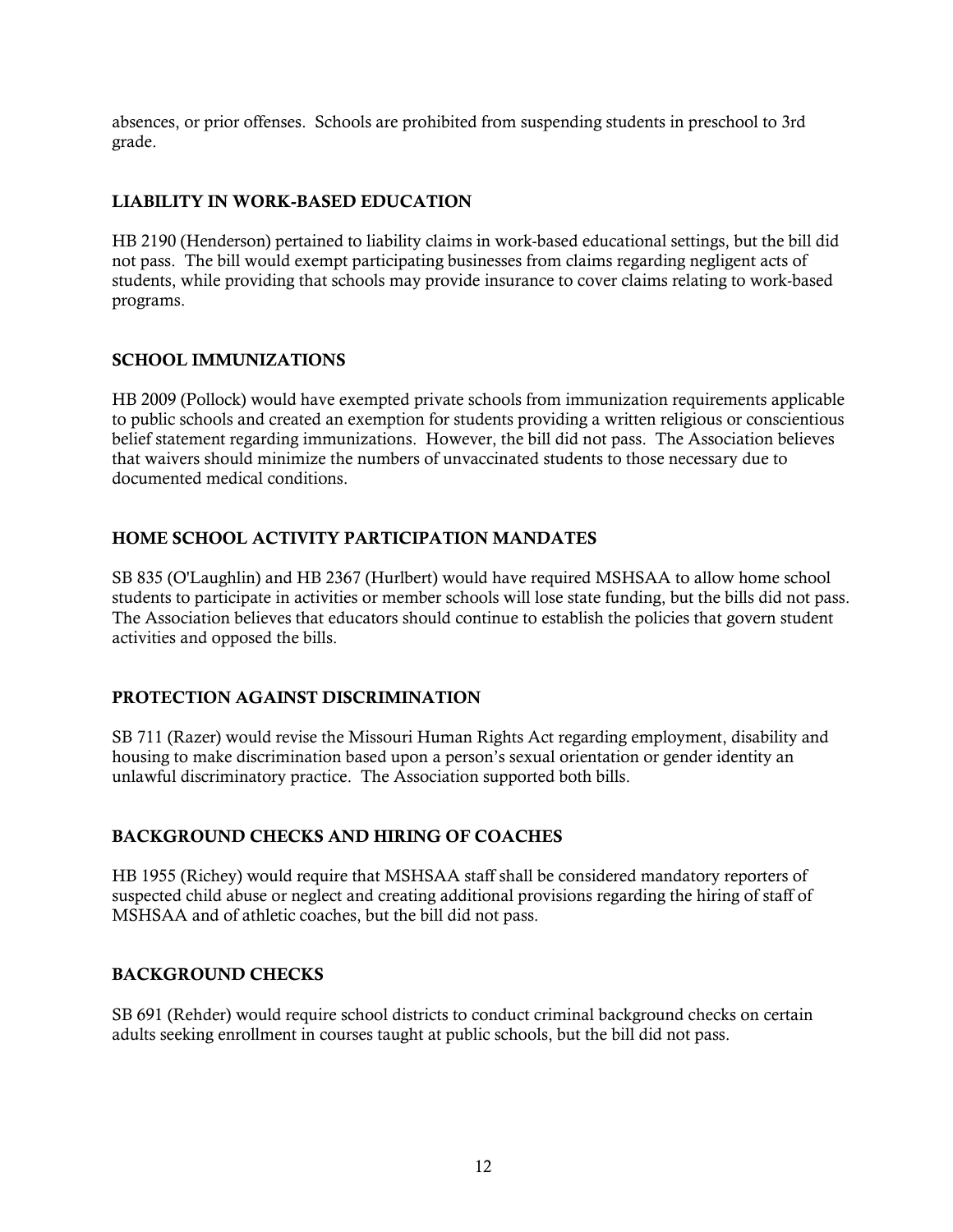absences, or prior offenses. Schools are prohibited from suspending students in preschool to 3rd grade.

## LIABILITY IN WORK-BASED EDUCATION

HB 2190 (Henderson) pertained to liability claims in work-based educational settings, but the bill did not pass. The bill would exempt participating businesses from claims regarding negligent acts of students, while providing that schools may provide insurance to cover claims relating to work-based programs.

## SCHOOL IMMUNIZATIONS

HB 2009 (Pollock) would have exempted private schools from immunization requirements applicable to public schools and created an exemption for students providing a written religious or conscientious belief statement regarding immunizations. However, the bill did not pass. The Association believes that waivers should minimize the numbers of unvaccinated students to those necessary due to documented medical conditions.

## HOME SCHOOL ACTIVITY PARTICIPATION MANDATES

SB 835 (O'Laughlin) and HB 2367 (Hurlbert) would have required MSHSAA to allow home school students to participate in activities or member schools will lose state funding, but the bills did not pass. The Association believes that educators should continue to establish the policies that govern student activities and opposed the bills.

## PROTECTION AGAINST DISCRIMINATION

SB 711 (Razer) would revise the Missouri Human Rights Act regarding employment, disability and housing to make discrimination based upon a person's sexual orientation or gender identity an unlawful discriminatory practice. The Association supported both bills.

## BACKGROUND CHECKS AND HIRING OF COACHES

HB 1955 (Richey) would require that MSHSAA staff shall be considered mandatory reporters of suspected child abuse or neglect and creating additional provisions regarding the hiring of staff of MSHSAA and of athletic coaches, but the bill did not pass.

## BACKGROUND CHECKS

SB 691 (Rehder) would require school districts to conduct criminal background checks on certain adults seeking enrollment in courses taught at public schools, but the bill did not pass.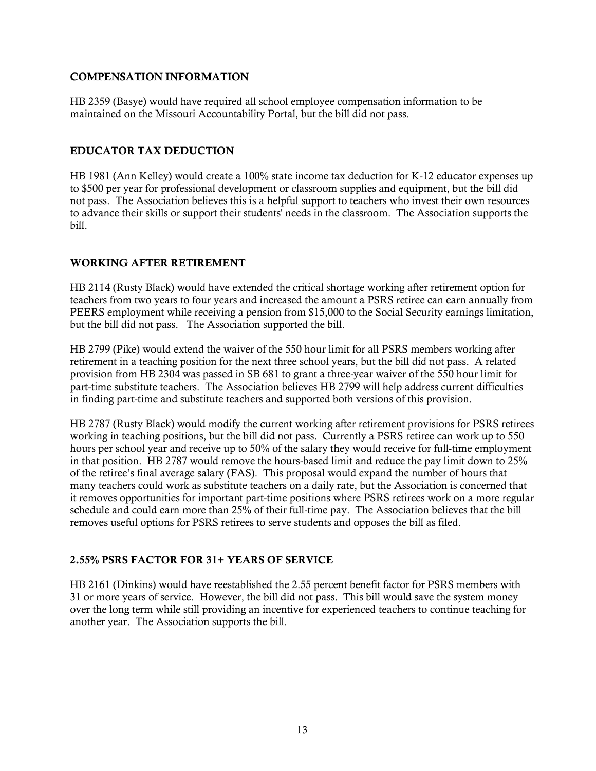## COMPENSATION INFORMATION

HB 2359 (Basye) would have required all school employee compensation information to be maintained on the Missouri Accountability Portal, but the bill did not pass.

## EDUCATOR TAX DEDUCTION

HB 1981 (Ann Kelley) would create a 100% state income tax deduction for K-12 educator expenses up to $500 per year for professional development or classroom supplies and equipment, but the bill did not pass. The Association believes this is a helpful support to teachers who invest their own resources to advance their skills or support their students' needs in the classroom. The Association supports the bill.

## WORKING AFTER RETIREMENT

HB 2114 (Rusty Black) would have extended the critical shortage working after retirement option for teachers from two years to four years and increased the amount a PSRS retiree can earn annually from PEERS employment while receiving a pension from $15,000 to the Social Security earnings limitation, but the bill did not pass. The Association supported the bill.

HB 2799 (Pike) would extend the waiver of the 550 hour limit for all PSRS members working after retirement in a teaching position for the next three school years, but the bill did not pass. A related provision from HB 2304 was passed in SB 681 to grant a three-year waiver of the 550 hour limit for part-time substitute teachers. The Association believes HB 2799 will help address current difficulties in finding part-time and substitute teachers and supported both versions of this provision.

HB 2787 (Rusty Black) would modify the current working after retirement provisions for PSRS retirees working in teaching positions, but the bill did not pass. Currently a PSRS retiree can work up to 550 hours per school year and receive up to 50% of the salary they would receive for full-time employment in that position. HB 2787 would remove the hours-based limit and reduce the pay limit down to 25% of the retiree's final average salary (FAS). This proposal would expand the number of hours that many teachers could work as substitute teachers on a daily rate, but the Association is concerned that it removes opportunities for important part-time positions where PSRS retirees work on a more regular schedule and could earn more than 25% of their full-time pay. The Association believes that the bill removes useful options for PSRS retirees to serve students and opposes the bill as filed.

## 2.55% PSRS FACTOR FOR 31+ YEARS OF SERVICE

HB 2161 (Dinkins) would have reestablished the 2.55 percent benefit factor for PSRS members with 31 or more years of service. However, the bill did not pass. This bill would save the system money over the long term while still providing an incentive for experienced teachers to continue teaching for another year. The Association supports the bill.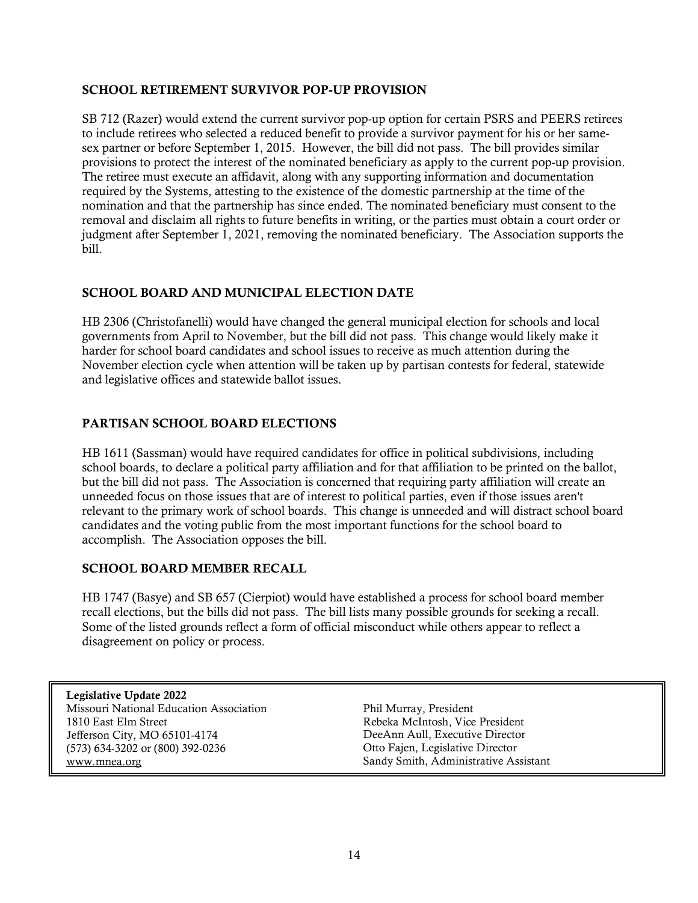### SCHOOL RETIREMENT SURVIVOR POP-UP PROVISION

SB 712 (Razer) would extend the current survivor pop-up option for certain PSRS and PEERS retirees to include retirees who selected a reduced benefit to provide a survivor payment for his or her same-sex partner or before September 1, 2015. However, the bill did not pass. The bill provides similar provisions to protect the interest of the nominated beneficiary as apply to the current pop-up provision. The retiree must execute an affidavit, along with any supporting information and documentation required by the Systems, attesting to the existence of the domestic partnership at the time of the nomination and that the partnership has since ended. The nominated beneficiary must consent to the removal and disclaim all rights to future benefits in writing, or the parties must obtain a court order or judgment after September 1, 2021, removing the nominated beneficiary. The Association supports the bill.

### SCHOOL BOARD AND MUNICIPAL ELECTION DATE

HB 2306 (Christofanelli) would have changed the general municipal election for schools and local governments from April to November, but the bill did not pass. This change would likely make it harder for school board candidates and school issues to receive as much attention during the November election cycle when attention will be taken up by partisan contests for federal, statewide and legislative offices and statewide ballot issues.

### PARTISAN SCHOOL BOARD ELECTIONS

HB 1611 (Sassman) would have required candidates for office in political subdivisions, including school boards, to declare a political party affiliation and for that affiliation to be printed on the ballot, but the bill did not pass. The Association is concerned that requiring party affiliation will create an unneeded focus on those issues that are of interest to political parties, even if those issues aren't relevant to the primary work of school boards. This change is unneeded and will distract school board candidates and the voting public from the most important functions for the school board to accomplish. The Association opposes the bill.

### SCHOOL BOARD MEMBER RECALL

HB 1747 (Basye) and SB 657 (Cierpiot) would have established a process for school board member recall elections, but the bills did not pass. The bill lists many possible grounds for seeking a recall. Some of the listed grounds reflect a form of official misconduct while others appear to reflect a disagreement on policy or process.

**Legislative Update 2022**
Missouri National Education Association
1810 East Elm Street
Jefferson City, MO 65101-4174
(573) 634-3202 or (800) 392-0236
www.mnea.org

Phil Murray, President
Rebeka McIntosh, Vice President
DeeAnn Aull, Executive Director
Otto Fajen, Legislative Director
Sandy Smith, Administrative Assistant